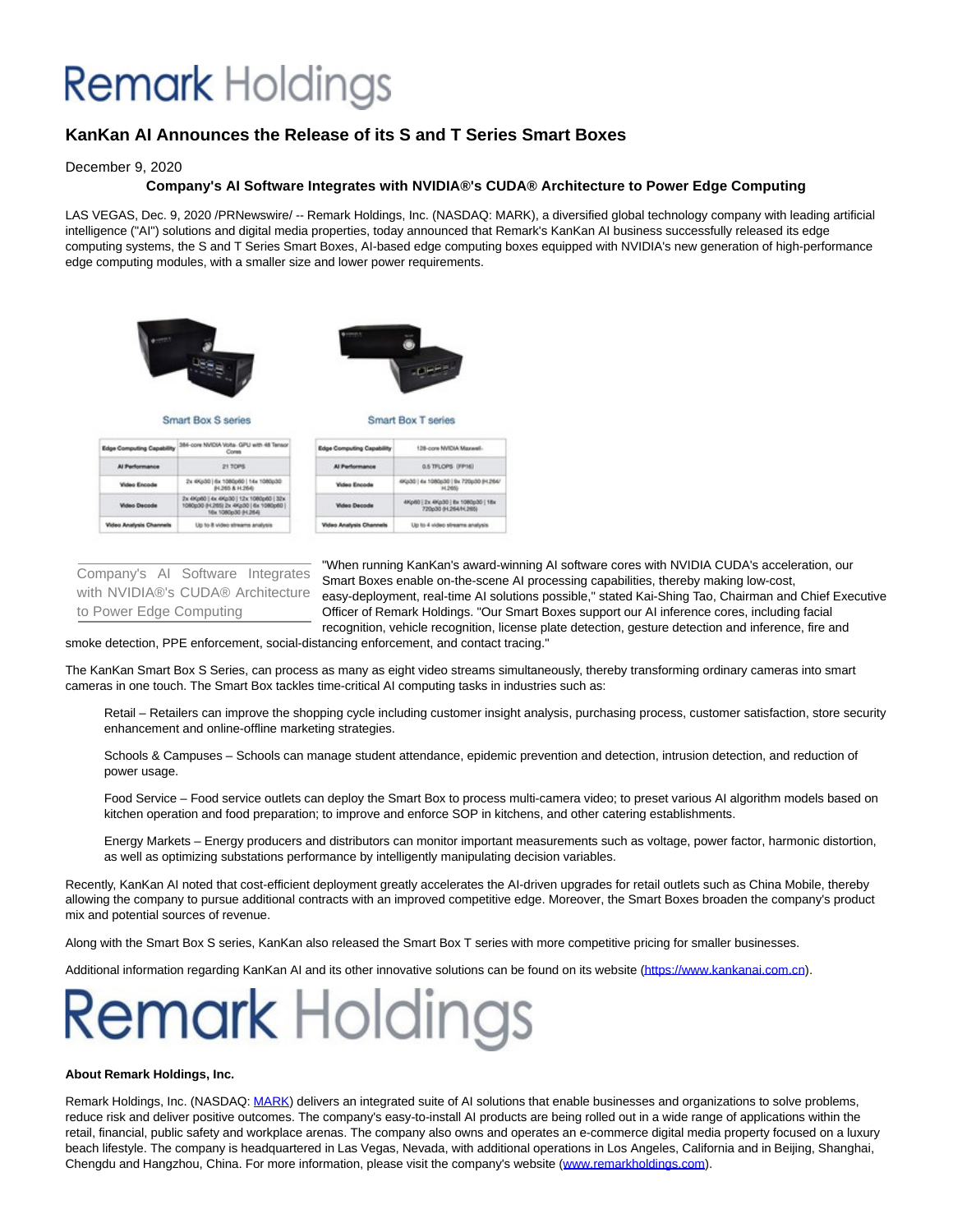# Remark Holdings

## KanKan AI Announces the Release of its S and T Series Smart Boxes

December 9, 2020

### Company's AI Software Integrates with NVIDIA®'s CUDA® Architecture to Power Edge Computing

LAS VEGAS, Dec. 9, 2020 /PRNewswire/ -- Remark Holdings, Inc. (NASDAQ: MARK), a diversified global technology company with leading artificial intelligence ("AI") solutions and digital media properties, today announced that Remark's KanKan AI business successfully released its edge computing systems, the S and T Series Smart Boxes, AI-based edge computing boxes equipped with NVIDIA's new generation of high-performance edge computing modules, with a smaller size and lower power requirements.

Smart Box S series

| Edge Computing Capability | 384-core NVIDIA Volta- GPU with 48 Tensor Cores |
|---|---|
| AI Performance | 21 TOPS |
| Video Encode | 2x 4Kp30 \| 6x 1080p60 \| 14x 1080p30 (H.265 & H.264) |
| Video Decode | 2x 4Kp60 \| 4x 4Kp30 \| 12x 1080p60 \| 32x 1080p30 (H.265) 2x 4Kp30 \| 6x 1080p60 \| 16x 1080p30 (H.264) |
| Video Analysis Channels | Up to 8 video streams analysis |

Smart Box T series

| Edge Computing Capability | 128-core NVIDIA Maxwell- |
|---|---|
| AI Performance | 0.5 TFLOPS (FP16) |
| Video Encode | 4Kp30 \| 4x 1080p30 \| 9x 720p30 (H.264/ H.265) |
| Video Decode | 4Kp60 \| 2x 4Kp30 \| 8x 1080p30 \| 18x 720p30 (H.264/H.265) |
| Video Analysis Channels | Up to 4 video streams analysis |

Company's AI Software Integrates with NVIDIA®'s CUDA® Architecture to Power Edge Computing

"When running KanKan's award-winning AI software cores with NVIDIA CUDA's acceleration, our Smart Boxes enable on-the-scene AI processing capabilities, thereby making low-cost, easy-deployment, real-time AI solutions possible," stated Kai-Shing Tao, Chairman and Chief Executive Officer of Remark Holdings. "Our Smart Boxes support our AI inference cores, including facial recognition, vehicle recognition, license plate detection, gesture detection and inference, fire and smoke detection, PPE enforcement, social-distancing enforcement, and contact tracing."

The KanKan Smart Box S Series, can process as many as eight video streams simultaneously, thereby transforming ordinary cameras into smart cameras in one touch. The Smart Box tackles time-critical AI computing tasks in industries such as:

Retail – Retailers can improve the shopping cycle including customer insight analysis, purchasing process, customer satisfaction, store security enhancement and online-offline marketing strategies.

Schools & Campuses – Schools can manage student attendance, epidemic prevention and detection, intrusion detection, and reduction of power usage.

Food Service – Food service outlets can deploy the Smart Box to process multi-camera video; to preset various AI algorithm models based on kitchen operation and food preparation; to improve and enforce SOP in kitchens, and other catering establishments.

Energy Markets – Energy producers and distributors can monitor important measurements such as voltage, power factor, harmonic distortion, as well as optimizing substations performance by intelligently manipulating decision variables.

Recently, KanKan AI noted that cost-efficient deployment greatly accelerates the AI-driven upgrades for retail outlets such as China Mobile, thereby allowing the company to pursue additional contracts with an improved competitive edge. Moreover, the Smart Boxes broaden the company's product mix and potential sources of revenue.

Along with the Smart Box S series, KanKan also released the Smart Box T series with more competitive pricing for smaller businesses.

Additional information regarding KanKan AI and its other innovative solutions can be found on its website (https://www.kankanai.com.cn).

# Remark Holdings

**About Remark Holdings, Inc.**

Remark Holdings, Inc. (NASDAQ: MARK) delivers an integrated suite of AI solutions that enable businesses and organizations to solve problems, reduce risk and deliver positive outcomes. The company's easy-to-install AI products are being rolled out in a wide range of applications within the retail, financial, public safety and workplace arenas. The company also owns and operates an e-commerce digital media property focused on a luxury beach lifestyle. The company is headquartered in Las Vegas, Nevada, with additional operations in Los Angeles, California and in Beijing, Shanghai, Chengdu and Hangzhou, China. For more information, please visit the company's website (www.remarkholdings.com).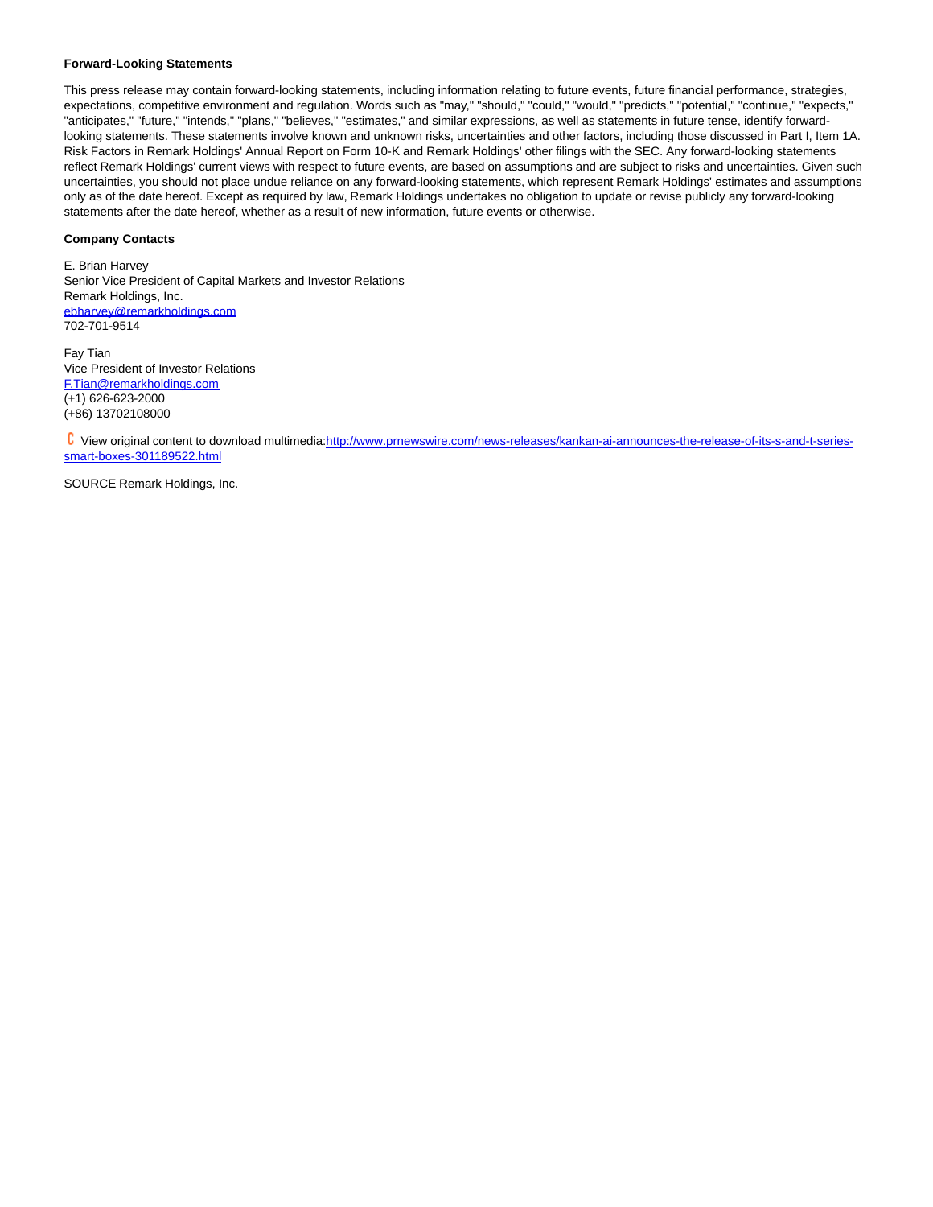**Forward-Looking Statements**

This press release may contain forward-looking statements, including information relating to future events, future financial performance, strategies, expectations, competitive environment and regulation. Words such as "may," "should," "could," "would," "predicts," "potential," "continue," "expects," "anticipates," "future," "intends," "plans," "believes," "estimates," and similar expressions, as well as statements in future tense, identify forward-looking statements. These statements involve known and unknown risks, uncertainties and other factors, including those discussed in Part I, Item 1A. Risk Factors in Remark Holdings' Annual Report on Form 10-K and Remark Holdings' other filings with the SEC. Any forward-looking statements reflect Remark Holdings' current views with respect to future events, are based on assumptions and are subject to risks and uncertainties. Given such uncertainties, you should not place undue reliance on any forward-looking statements, which represent Remark Holdings' estimates and assumptions only as of the date hereof. Except as required by law, Remark Holdings undertakes no obligation to update or revise publicly any forward-looking statements after the date hereof, whether as a result of new information, future events or otherwise.

**Company Contacts**

E. Brian Harvey
Senior Vice President of Capital Markets and Investor Relations
Remark Holdings, Inc.
ebharvey@remarkholdings.com
702-701-9514

Fay Tian
Vice President of Investor Relations
F.Tian@remarkholdings.com
(+1) 626-623-2000
(+86) 13702108000

View original content to download multimedia:http://www.prnewswire.com/news-releases/kankan-ai-announces-the-release-of-its-s-and-t-series-smart-boxes-301189522.html

SOURCE Remark Holdings, Inc.